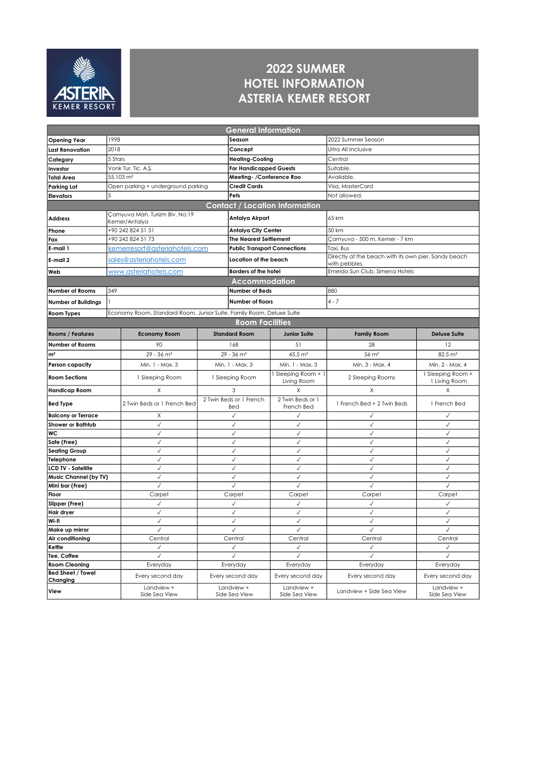# 2022 SUMMER
# HOTEL INFORMATION
# ASTERIA KEMER RESORT

## General Information

| | | | |
|---|---|---|---|
| **Opening Year** | 1998 | **Season** | 2022 Summer Season |
| **Last Renovation** | 2018 | **Concept** | Ultra All Inclusive |
| **Category** | 5 Stars | **Heating-Cooling** | Central |
| **Investor** | Vonk Tur. Tic. A.Ş. | **For Handicapped Guests** | Suitable. |
| **Total Area** | 55.103 m² | **Meeting- /Conference Roo** | Available. |
| **Parking Lot** | Open parking + underground parking | **Credit Cards** | Visa, MasterCard |
| **Elevators** | 5 | **Pets** | Not allowed. |

## Contact / Location Information

| | | | |
|---|---|---|---|
| **Address** | Çamyuva Mah. Turizm Blv. No:19 Kemer/Antalya | **Antalya Airport** | 65 km |
| **Phone** | +90 242 824 51 51 | **Antalya City Center** | 50 km |
| **Fax** | +90 242 824 51 73 | **The Nearest Settlement** | Çamyuva - 500 m, Kemer - 7 km |
| **E-mail 1** | kemerresort@asteriahotels.com | **Public Transport Connections** | Taxi, Bus |
| **E-mail 2** | sales@asteriahotels.com | **Location of the beach** | Directly at the beach with its own pier. Sandy beach with pebbles. |
| **Web** | www.asteriahotels.com | **Borders of the hotel** | Emelda Sun Club, Simena Hotels |

## Accommodation

| | | | |
|---|---|---|---|
| **Number of Rooms** | 349 | **Number of Beds** | 880 |
| **Number of Buildings** | 1 | **Number of floors** | 4 - 7 |
| **Room Types** | Economy Room, Standard Room, Junior Suite, Family Room, Deluxe Suite | | |

## Room Facilities

| Rooms / Features | Economy Room | Standard Room | Junior Suite | Family Room | Deluxe Suite |
|---|---|---|---|---|---|
| **Number of Rooms** | 90 | 168 | 51 | 28 | 12 |
| **m²** | 29 - 36 m² | 29 - 36 m² | 45,5 m² | 56 m² | 82,5 m² |
| **Person capacity** | Min. 1 - Max. 3 | Min. 1 - Max. 3 | Min. 1 - Max. 3 | Min. 3 - Max. 4 | Min. 2 - Max. 4 |
| **Room Sections** | 1 Sleeping Room | 1 Sleeping Room | 1 Sleeping Room + 1 Living Room | 2 Sleeping Rooms | 1 Sleeping Room + 1 Living Room |
| **Handicap Room** | X | 3 | X | X | X |
| **Bed Type** | 2 Twin Beds or 1 French Bed | 2 Twin Beds or 1 French Bed | 2 Twin Beds or 1 French Bed | 1 French Bed + 2 Twin Beds | 1 French Bed |
| **Balcony or Terrace** | X | ✓ | ✓ | ✓ | ✓ |
| **Shower or Bathtub** | ✓ | ✓ | ✓ | ✓ | ✓ |
| **WC** | ✓ | ✓ | ✓ | ✓ | ✓ |
| **Safe (Free)** | ✓ | ✓ | ✓ | ✓ | ✓ |
| **Seating Group** | ✓ | ✓ | ✓ | ✓ | ✓ |
| **Telephone** | ✓ | ✓ | ✓ | ✓ | ✓ |
| **LCD TV - Satellite** | ✓ | ✓ | ✓ | ✓ | ✓ |
| **Music Channel (by TV)** | ✓ | ✓ | ✓ | ✓ | ✓ |
| **Mini bar (Free)** | ✓ | ✓ | ✓ | ✓ | ✓ |
| **Floor** | Carpet | Carpet | Carpet | Carpet | Carpet |
| **Slipper (Free)** | ✓ | ✓ | ✓ | ✓ | ✓ |
| **Hair dryer** | ✓ | ✓ | ✓ | ✓ | ✓ |
| **Wi-fi** | ✓ | ✓ | ✓ | ✓ | ✓ |
| **Make up mirror** | ✓ | ✓ | ✓ | ✓ | ✓ |
| **Air conditioning** | Central | Central | Central | Central | Central |
| **Kettle** | ✓ | ✓ | ✓ | ✓ | ✓ |
| **Tee, Coffee** | ✓ | ✓ | ✓ | ✓ | ✓ |
| **Room Cleaning** | Everyday | Everyday | Everyday | Everyday | Everyday |
| **Bed Sheet / Towel Changing** | Every second day | Every second day | Every second day | Every second day | Every second day |
| **View** | Landview + Side Sea View | Landview + Side Sea View | Landview + Side Sea View | Landview + Side Sea View | Landview + Side Sea View |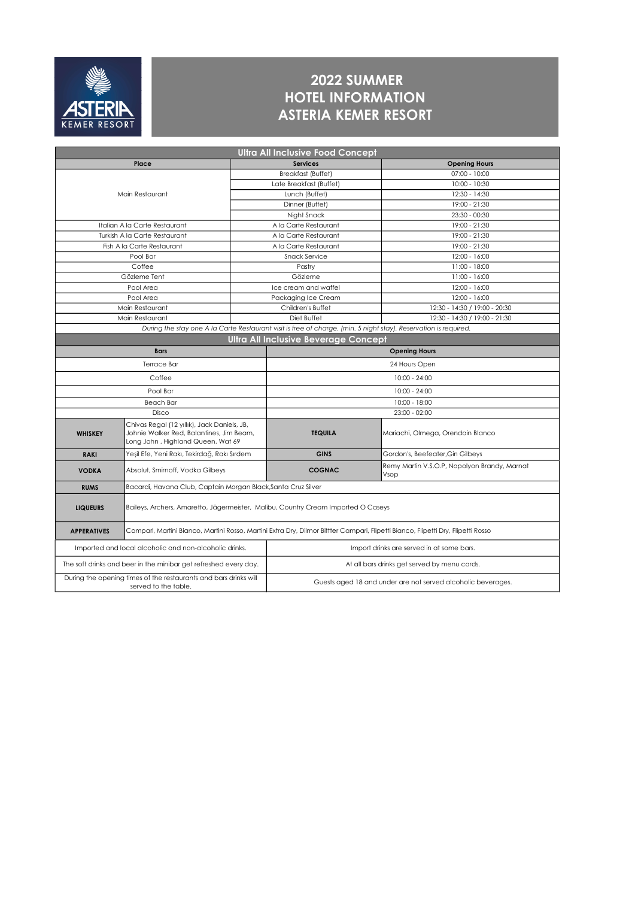# 2022 SUMMER
# HOTEL INFORMATION
# ASTERIA KEMER RESORT

## Ultra All Inclusive Food Concept

| Place | Services | Opening Hours |
|---|---|---|
| Main Restaurant | Breakfast (Buffet) | 07:00 - 10:00 |
| | Late Breakfast (Buffet) | 10:00 - 10:30 |
| | Lunch (Buffet) | 12:30 - 14:30 |
| | Dinner (Buffet) | 19:00 - 21:30 |
| | Night Snack | 23:30 - 00:30 |
| Italian A la Carte Restaurant | A la Carte Restaurant | 19:00 - 21:30 |
| Turkish A la Carte Restaurant | A la Carte Restaurant | 19:00 - 21:30 |
| Fish A la Carte Restaurant | A la Carte Restaurant | 19:00 - 21:30 |
| Pool Bar | Snack Service | 12:00 - 16:00 |
| Coffee | Pastry | 11:00 - 18:00 |
| Gözleme Tent | Gözleme | 11:00 - 16:00 |
| Pool Area | Ice cream and waffel | 12:00 - 16:00 |
| Pool Area | Packaging Ice Cream | 12:00 - 16:00 |
| Main Restaurant | Children's Buffet | 12:30 - 14:30 / 19:00 - 20:30 |
| Main Restaurant | Diet Buffet | 12:30 - 14:30 / 19:00 - 21:30 |

*During the stay one A la Carte Restaurant visit is free of charge. (min. 5 night stay). Reservation is required.*

## Ultra All Inclusive Beverage Concept

| Bars | Opening Hours |
|---|---|
| Terrace Bar | 24 Hours Open |
| Coffee | 10:00 - 24:00 |
| Pool Bar | 10:00 - 24:00 |
| Beach Bar | 10:00 - 18:00 |
| Disco | 23:00 - 02:00 |

| | | | |
|---|---|---|---|
| **WHISKEY** | Chivas Regal (12 yıllık), Jack Daniels, JB, Johnie Walker Red, Balantines, Jim Beam, Long John , Highland Queen, Wat 69 | **TEQUILA** | Mariachi, Olmega, Orendain Blanco |
| **RAKI** | Yeşil Efe, Yeni Rakı, Tekirdağ, Rakı Sırdem | **GINS** | Gordon's, Beefeater,Gin Gilbeys |
| **VODKA** | Absolut, Smirnoff, Vodka Gilbeys | **COGNAC** | Remy Martin V.S.O.P, Nopolyon Brandy, Marnat Vsop |
| **RUMS** | Bacardi, Havana Club, Captain Morgan Black,Santa Cruz Silver | | |
| **LIQUEURS** | Baileys, Archers, Amaretto, Jägermeister, Malibu, Country Cream Imported O Caseys | | |
| **APPERATIVES** | Campari, Martini Bianco, Martini Rosso, Martini Extra Dry, Dilmor Bittter Campari, Flipetti Bianco, Flipetti Dry, Flipetti Rosso | | |

| | |
|---|---|
| Imported and local alcoholic and non-alcoholic drinks. | Import drinks are served in at some bars. |
| The soft drinks and beer in the minibar get refreshed every day. | At all bars drinks get served by menu cards. |
| During the opening times of the restaurants and bars drinks will served to the table. | Guests aged 18 and under are not served alcoholic beverages. |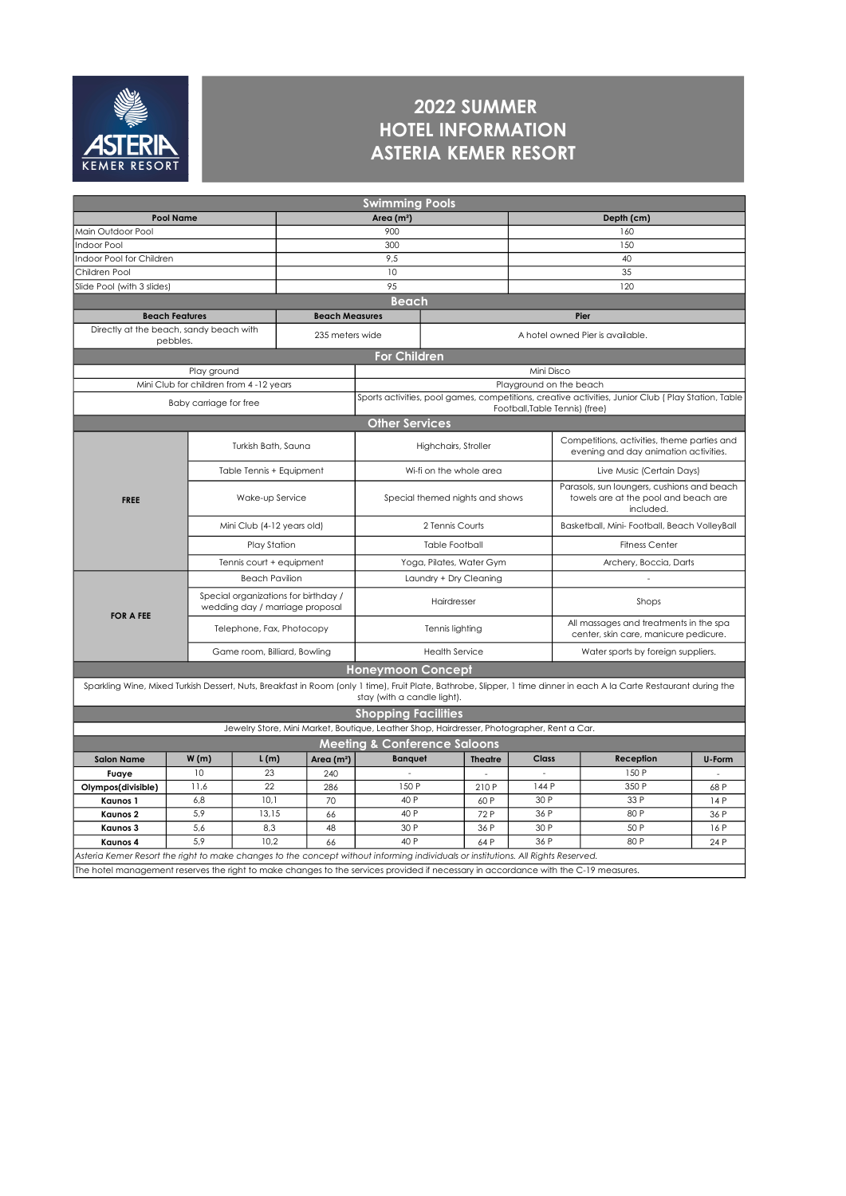# 2022 SUMMER HOTEL INFORMATION ASTERIA KEMER RESORT

## Swimming Pools

| Pool Name | Area (m²) | Depth (cm) |
|---|---|---|
| Main Outdoor Pool | 900 | 160 |
| Indoor Pool | 300 | 150 |
| Indoor Pool for Children | 9,5 | 40 |
| Children Pool | 10 | 35 |
| Slide Pool (with 3 slides) | 95 | 120 |

## Beach

| Beach Features | Beach Measures | Pier |
|---|---|---|
| Directly at the beach, sandy beach with pebbles. | 235 meters wide | A hotel owned Pier is available. |

## For Children

| | |
|---|---|
| Play ground | Mini Disco |
| Mini Club for children from 4 -12 years | Playground on the beach |
| Baby carriage for free | Sports activities, pool games, competitions, creative activities, Junior Club ( Play Station, Table Football,Table Tennis) (free) |

## Other Services

| | | | |
|---|---|---|---|
| FREE | Turkish Bath, Sauna | Highchairs, Stroller | Competitions, activities, theme parties and evening and day animation activities. |
| | Table Tennis + Equipment | Wi-fi on the whole area | Live Music (Certain Days) |
| | Wake-up Service | Special themed nights and shows | Parasols, sun loungers, cushions and beach towels are at the pool and beach are included. |
| | Mini Club (4-12 years old) | 2 Tennis Courts | Basketball, Mini- Football, Beach VolleyBall |
| | Play Station | Table Football | Fitness Center |
| | Tennis court + equipment | Yoga, Pilates, Water Gym | Archery, Boccia, Darts |
| FOR A FEE | Beach Pavilion | Laundry + Dry Cleaning | - |
| | Special organizations for birthday / wedding day / marriage proposal | Hairdresser | Shops |
| | Telephone, Fax, Photocopy | Tennis lighting | All massages and treatments in the spa center, skin care, manicure pedicure. |
| | Game room, Billiard, Bowling | Health Service | Water sports by foreign suppliers. |

## Honeymoon Concept

Sparkling Wine, Mixed Turkish Dessert, Nuts, Breakfast in Room (only 1 time), Fruit Plate, Bathrobe, Slipper, 1 time dinner in each A la Carte Restaurant during the stay (with a candle light).

## Shopping Facilities

Jewelry Store, Mini Market, Boutique, Leather Shop, Hairdresser, Photographer, Rent a Car.

## Meeting & Conference Saloons

| Salon Name | W (m) | L (m) | Area (m²) | Banquet | Theatre | Class | Reception | U-Form |
|---|---|---|---|---|---|---|---|---|
| **Fuaye** | 10 | 23 | 240 | - | - | - | 150 P | - |
| **Olympos(divisible)** | 11,6 | 22 | 286 | 150 P | 210 P | 144 P | 350 P | 68 P |
| **Kaunos 1** | 6,8 | 10,1 | 70 | 40 P | 60 P | 30 P | 33 P | 14 P |
| **Kaunos 2** | 5,9 | 13,15 | 66 | 40 P | 72 P | 36 P | 80 P | 36 P |
| **Kaunos 3** | 5,6 | 8,3 | 48 | 30 P | 36 P | 30 P | 50 P | 16 P |
| **Kaunos 4** | 5,9 | 10,2 | 66 | 40 P | 64 P | 36 P | 80 P | 24 P |

*Asteria Kemer Resort the right to make changes to the concept without informing individuals or institutions. All Rights Reserved.*

The hotel management reserves the right to make changes to the services provided if necessary in accordance with the C-19 measures.